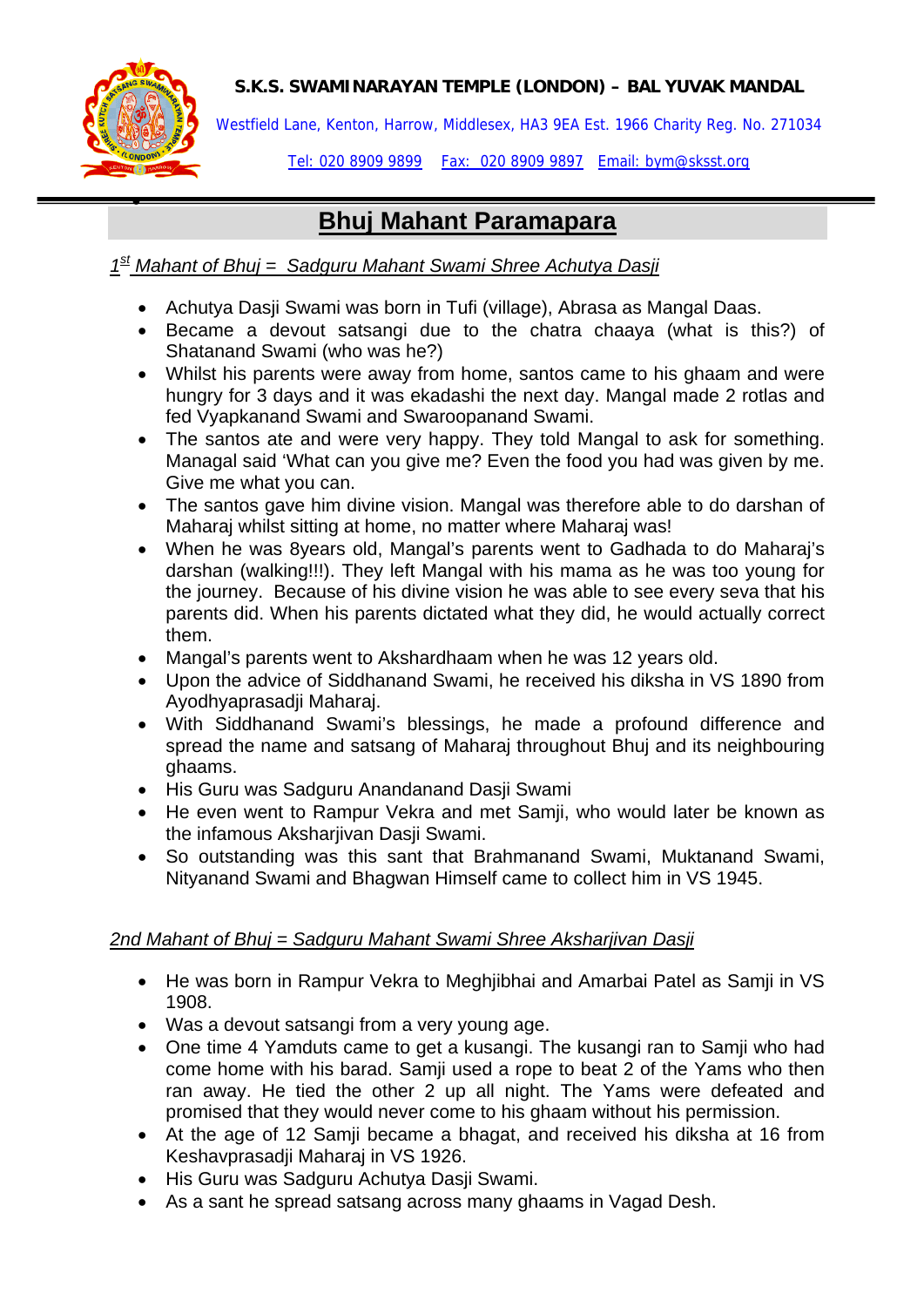**S.K.S. SWAMINARAYAN TEMPLE (LONDON) – BAL YUVAK MANDAL**

Westfield Lane, Kenton, Harrow, Middlesex, HA3 9EA Est. 1966 Charity Reg. No. 271034

Tel: 020 8909 9899 Fax: 020 8909 9897 Email: bym@sksst.org

# Bhuj Mahant Paramapara

*1st Mahant of Bhuj = Sadguru Mahant Swami Shree Achutya Dasji*

- Achutya Dasji Swami was born in Tufi (village), Abrasa as Mangal Daas.
- Became a devout satsangi due to the chatra chaaya (what is this?) of Shatanand Swami (who was he?)
- Whilst his parents were away from home, santos came to his ghaam and were hungry for 3 days and it was ekadashi the next day. Mangal made 2 rotlas and fed Vyapkanand Swami and Swaroopanand Swami.
- The santos ate and were very happy. They told Mangal to ask for something. Managal said 'What can you give me? Even the food you had was given by me. Give me what you can.
- The santos gave him divine vision. Mangal was therefore able to do darshan of Maharaj whilst sitting at home, no matter where Maharaj was!
- When he was 8years old, Mangal's parents went to Gadhada to do Maharaj's darshan (walking!!!). They left Mangal with his mama as he was too young for the journey. Because of his divine vision he was able to see every seva that his parents did. When his parents dictated what they did, he would actually correct them.
- Mangal's parents went to Akshardhaam when he was 12 years old.
- Upon the advice of Siddhanand Swami, he received his diksha in VS 1890 from Ayodhyaprasadji Maharaj.
- With Siddhanand Swami's blessings, he made a profound difference and spread the name and satsang of Maharaj throughout Bhuj and its neighbouring ghaams.
- His Guru was Sadguru Anandanand Dasji Swami
- He even went to Rampur Vekra and met Samji, who would later be known as the infamous Aksharjivan Dasji Swami.
- So outstanding was this sant that Brahmanand Swami, Muktanand Swami, Nityanand Swami and Bhagwan Himself came to collect him in VS 1945.

*2nd Mahant of Bhuj = Sadguru Mahant Swami Shree Aksharjivan Dasji*

- He was born in Rampur Vekra to Meghjibhai and Amarbai Patel as Samji in VS 1908.
- Was a devout satsangi from a very young age.
- One time 4 Yamduts came to get a kusangi. The kusangi ran to Samji who had come home with his barad. Samji used a rope to beat 2 of the Yams who then ran away. He tied the other 2 up all night. The Yams were defeated and promised that they would never come to his ghaam without his permission.
- At the age of 12 Samji became a bhagat, and received his diksha at 16 from Keshavprasadji Maharaj in VS 1926.
- His Guru was Sadguru Achutya Dasji Swami.
- As a sant he spread satsang across many ghaams in Vagad Desh.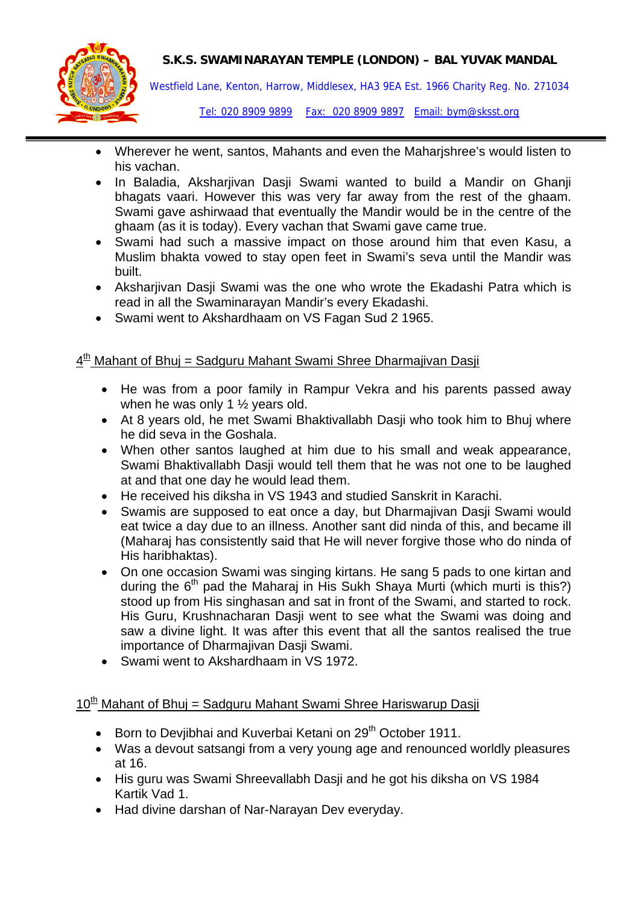- Wherever he went, santos, Mahants and even the Maharjshree's would listen to his vachan.
- In Baladia, Aksharjivan Dasji Swami wanted to build a Mandir on Ghanji bhagats vaari. However this was very far away from the rest of the ghaam. Swami gave ashirwaad that eventually the Mandir would be in the centre of the ghaam (as it is today). Every vachan that Swami gave came true.
- Swami had such a massive impact on those around him that even Kasu, a Muslim bhakta vowed to stay open feet in Swami's seva until the Mandir was built.
- Aksharjivan Dasji Swami was the one who wrote the Ekadashi Patra which is read in all the Swaminarayan Mandir's every Ekadashi.
- Swami went to Akshardhaam on VS Fagan Sud 2 1965.

## 4th Mahant of Bhuj = Sadguru Mahant Swami Shree Dharmajivan Dasji

- He was from a poor family in Rampur Vekra and his parents passed away when he was only 1 ½ years old.
- At 8 years old, he met Swami Bhaktivallabh Dasji who took him to Bhuj where he did seva in the Goshala.
- When other santos laughed at him due to his small and weak appearance, Swami Bhaktivallabh Dasji would tell them that he was not one to be laughed at and that one day he would lead them.
- He received his diksha in VS 1943 and studied Sanskrit in Karachi.
- Swamis are supposed to eat once a day, but Dharmajivan Dasji Swami would eat twice a day due to an illness. Another sant did ninda of this, and became ill (Maharaj has consistently said that He will never forgive those who do ninda of His haribhaktas).
- On one occasion Swami was singing kirtans. He sang 5 pads to one kirtan and during the 6th pad the Maharaj in His Sukh Shaya Murti (which murti is this?) stood up from His singhasan and sat in front of the Swami, and started to rock. His Guru, Krushnacharan Dasji went to see what the Swami was doing and saw a divine light. It was after this event that all the santos realised the true importance of Dharmajivan Dasji Swami.
- Swami went to Akshardhaam in VS 1972.

## 10th Mahant of Bhuj = Sadguru Mahant Swami Shree Hariswarup Dasji

- Born to Devjibhai and Kuverbai Ketani on 29th October 1911.
- Was a devout satsangi from a very young age and renounced worldly pleasures at 16.
- His guru was Swami Shreevallabh Dasji and he got his diksha on VS 1984 Kartik Vad 1.
- Had divine darshan of Nar-Narayan Dev everyday.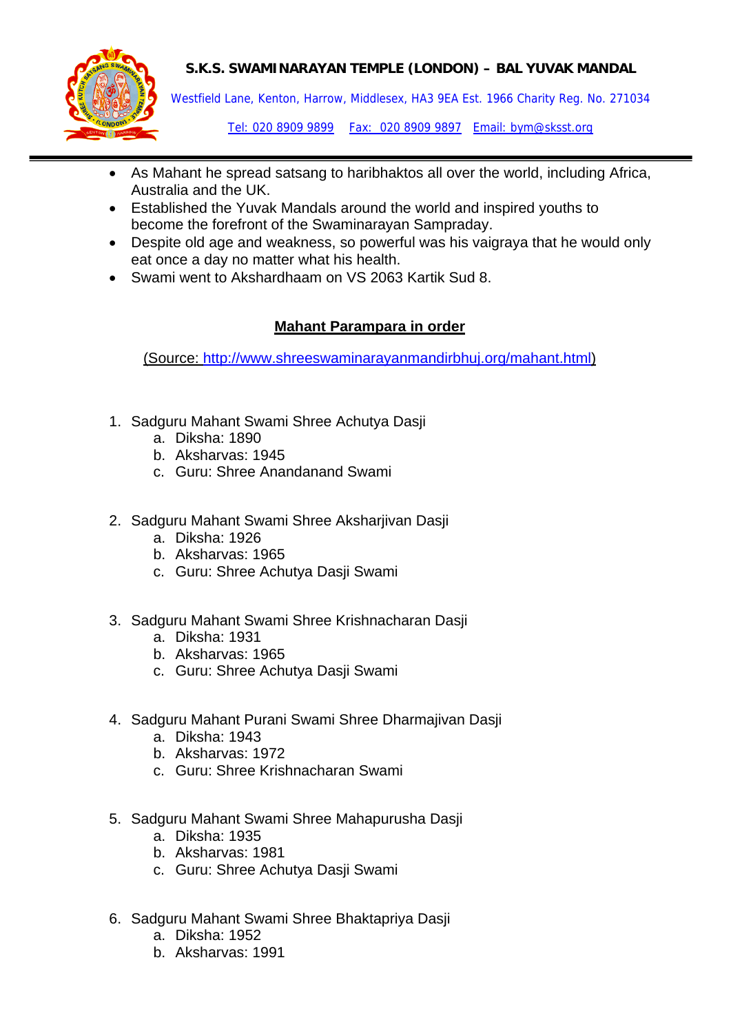- As Mahant he spread satsang to haribhaktos all over the world, including Africa, Australia and the UK.
- Established the Yuvak Mandals around the world and inspired youths to become the forefront of the Swaminarayan Sampraday.
- Despite old age and weakness, so powerful was his vaigraya that he would only eat once a day no matter what his health.
- Swami went to Akshardhaam on VS 2063 Kartik Sud 8.

## Mahant Parampara in order

(Source: http://www.shreeswaminarayanmandirbhuj.org/mahant.html)

1. Sadguru Mahant Swami Shree Achutya Dasji
   a. Diksha: 1890
   b. Aksharvas: 1945
   c. Guru: Shree Anandanand Swami

2. Sadguru Mahant Swami Shree Aksharjivan Dasji
   a. Diksha: 1926
   b. Aksharvas: 1965
   c. Guru: Shree Achutya Dasji Swami

3. Sadguru Mahant Swami Shree Krishnacharan Dasji
   a. Diksha: 1931
   b. Aksharvas: 1965
   c. Guru: Shree Achutya Dasji Swami

4. Sadguru Mahant Purani Swami Shree Dharmajivan Dasji
   a. Diksha: 1943
   b. Aksharvas: 1972
   c. Guru: Shree Krishnacharan Swami

5. Sadguru Mahant Swami Shree Mahapurusha Dasji
   a. Diksha: 1935
   b. Aksharvas: 1981
   c. Guru: Shree Achutya Dasji Swami

6. Sadguru Mahant Swami Shree Bhaktapriya Dasji
   a. Diksha: 1952
   b. Aksharvas: 1991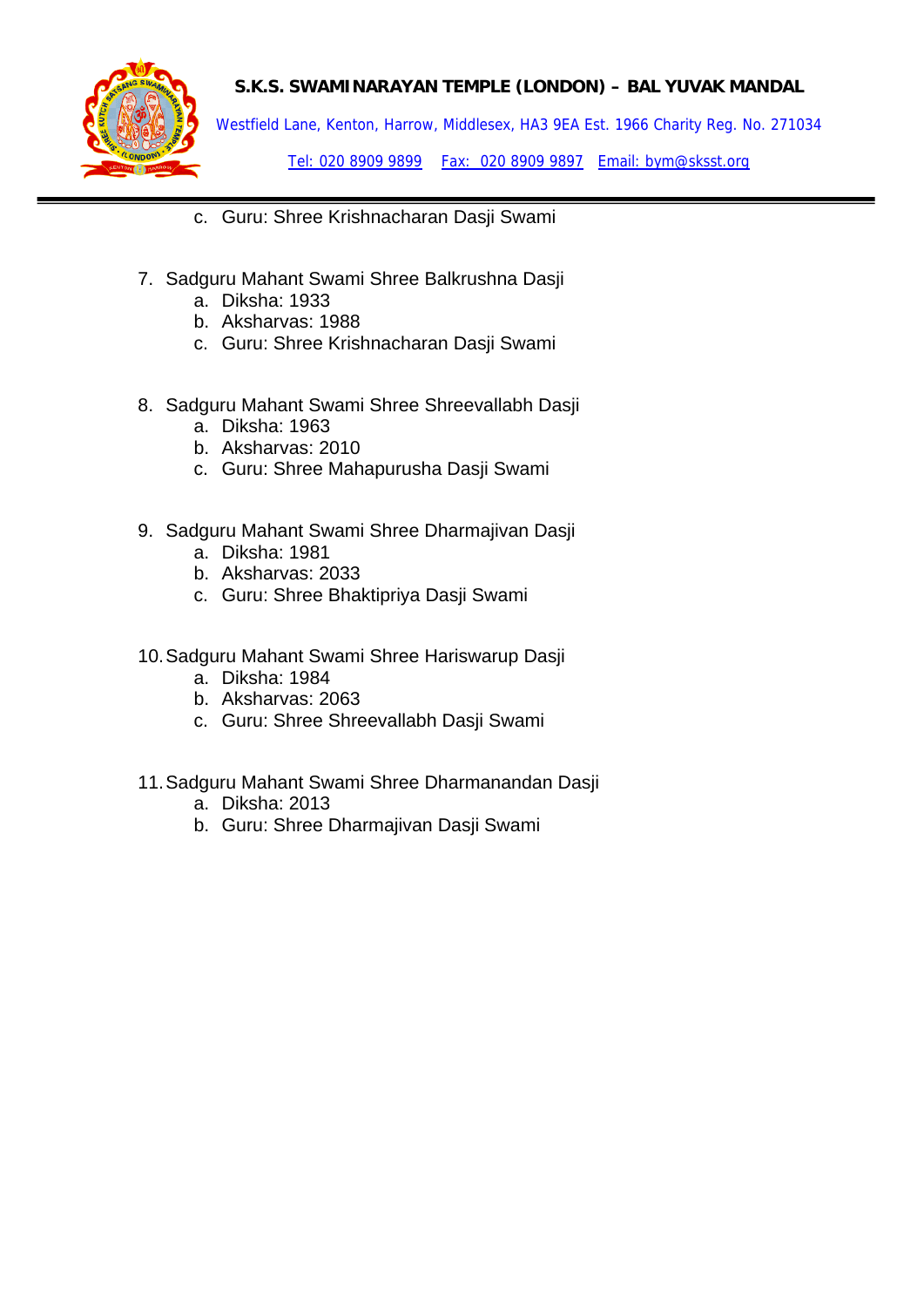c. Guru: Shree Krishnacharan Dasji Swami

7. Sadguru Mahant Swami Shree Balkrushna Dasji
    a. Diksha: 1933
    b. Aksharvas: 1988
    c. Guru: Shree Krishnacharan Dasji Swami

8. Sadguru Mahant Swami Shree Shreevallabh Dasji
    a. Diksha: 1963
    b. Aksharvas: 2010
    c. Guru: Shree Mahapurusha Dasji Swami

9. Sadguru Mahant Swami Shree Dharmajivan Dasji
    a. Diksha: 1981
    b. Aksharvas: 2033
    c. Guru: Shree Bhaktipriya Dasji Swami

10. Sadguru Mahant Swami Shree Hariswarup Dasji
    a. Diksha: 1984
    b. Aksharvas: 2063
    c. Guru: Shree Shreevallabh Dasji Swami

11. Sadguru Mahant Swami Shree Dharmanandan Dasji
    a. Diksha: 2013
    b. Guru: Shree Dharmajivan Dasji Swami